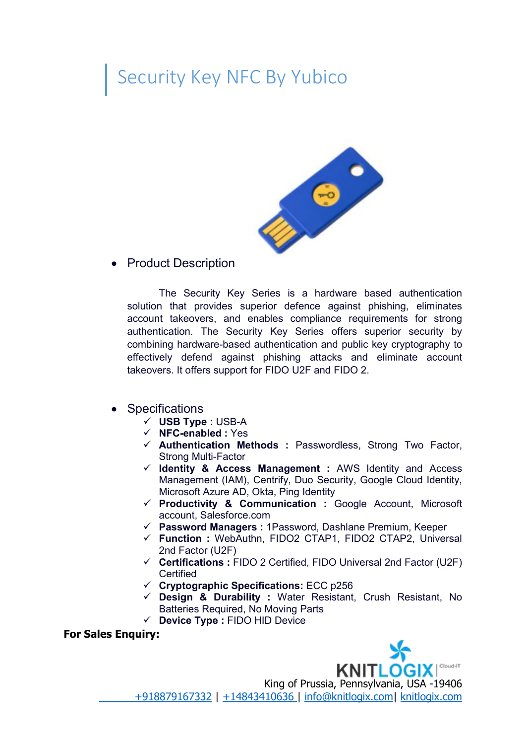# Security Key NFC By Yubico

- Product Description

  The Security Key Series is a hardware based authentication solution that provides superior defence against phishing, eliminates account takeovers, and enables compliance requirements for strong authentication. The Security Key Series offers superior security by combining hardware-based authentication and public key cryptography to effectively defend against phishing attacks and eliminate account takeovers. It offers support for FIDO U2F and FIDO 2.

- Specifications
  - ✓ **USB Type :** USB-A
  - ✓ **NFC-enabled :** Yes
  - ✓ **Authentication Methods :** Passwordless, Strong Two Factor, Strong Multi-Factor
  - ✓ **Identity & Access Management :** AWS Identity and Access Management (IAM), Centrify, Duo Security, Google Cloud Identity, Microsoft Azure AD, Okta, Ping Identity
  - ✓ **Productivity & Communication :** Google Account, Microsoft account, Salesforce.com
  - ✓ **Password Managers :** 1Password, Dashlane Premium, Keeper
  - ✓ **Function :** WebAuthn, FIDO2 CTAP1, FIDO2 CTAP2, Universal 2nd Factor (U2F)
  - ✓ **Certifications :** FIDO 2 Certified, FIDO Universal 2nd Factor (U2F) Certified
  - ✓ **Cryptographic Specifications:** ECC p256
  - ✓ **Design & Durability :** Water Resistant, Crush Resistant, No Batteries Required, No Moving Parts
  - ✓ **Device Type :** FIDO HID Device

**For Sales Enquiry:**

KNITLOGIX | Cloud-IT

King of Prussia, Pennsylvania, USA -19406

+918879167332 | +14843410636 | info@knitlogix.com | knitlogix.com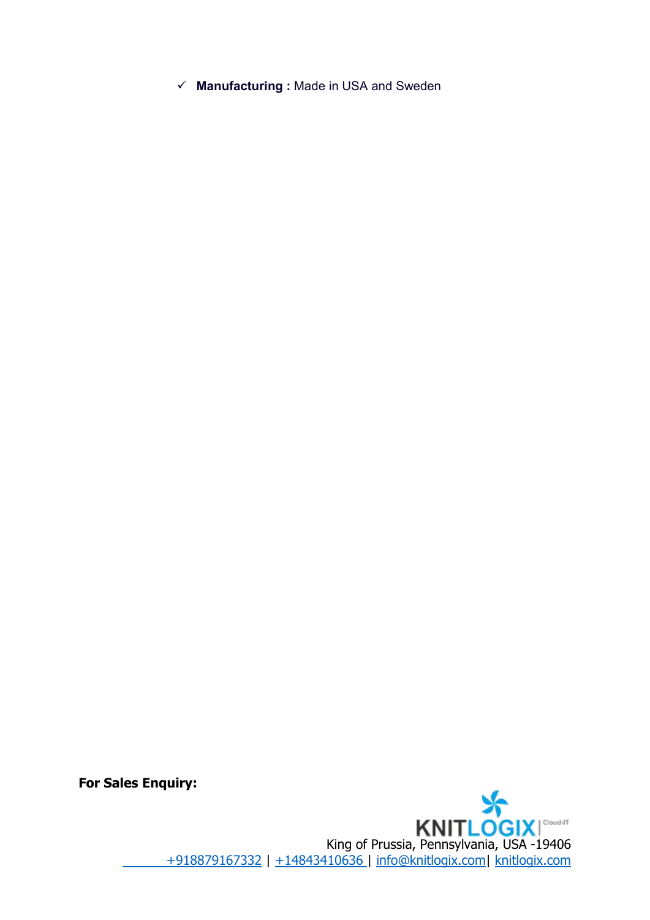- ✓ **Manufacturing :** Made in USA and Sweden

**For Sales Enquiry:**

KNITLOGIX | Cloud-IT

King of Prussia, Pennsylvania, USA -19406

+918879167332 | +14843410636 | info@knitlogix.com| knitlogix.com